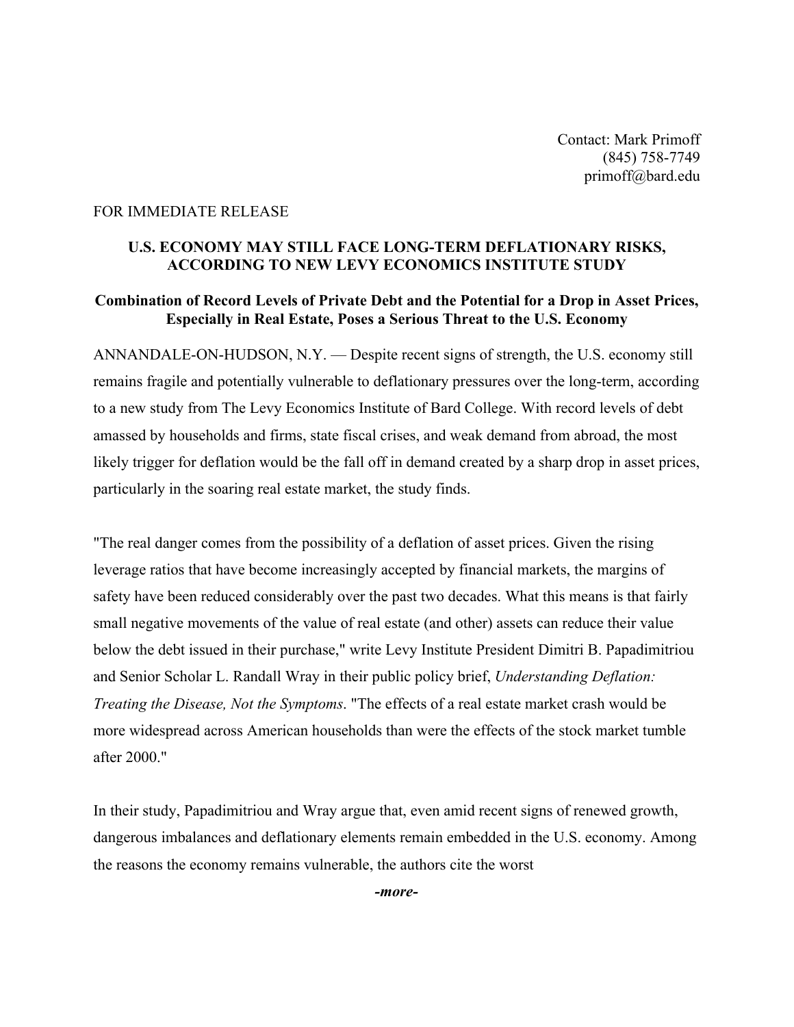Contact: Mark Primoff
(845) 758-7749
primoff@bard.edu

FOR IMMEDIATE RELEASE

# U.S. ECONOMY MAY STILL FACE LONG-TERM DEFLATIONARY RISKS, ACCORDING TO NEW LEVY ECONOMICS INSTITUTE STUDY

## Combination of Record Levels of Private Debt and the Potential for a Drop in Asset Prices, Especially in Real Estate, Poses a Serious Threat to the U.S. Economy

ANNANDALE-ON-HUDSON, N.Y. — Despite recent signs of strength, the U.S. economy still remains fragile and potentially vulnerable to deflationary pressures over the long-term, according to a new study from The Levy Economics Institute of Bard College. With record levels of debt amassed by households and firms, state fiscal crises, and weak demand from abroad, the most likely trigger for deflation would be the fall off in demand created by a sharp drop in asset prices, particularly in the soaring real estate market, the study finds.

"The real danger comes from the possibility of a deflation of asset prices. Given the rising leverage ratios that have become increasingly accepted by financial markets, the margins of safety have been reduced considerably over the past two decades. What this means is that fairly small negative movements of the value of real estate (and other) assets can reduce their value below the debt issued in their purchase," write Levy Institute President Dimitri B. Papadimitriou and Senior Scholar L. Randall Wray in their public policy brief, *Understanding Deflation: Treating the Disease, Not the Symptoms*. "The effects of a real estate market crash would be more widespread across American households than were the effects of the stock market tumble after 2000."

In their study, Papadimitriou and Wray argue that, even amid recent signs of renewed growth, dangerous imbalances and deflationary elements remain embedded in the U.S. economy. Among the reasons the economy remains vulnerable, the authors cite the worst

***-more-***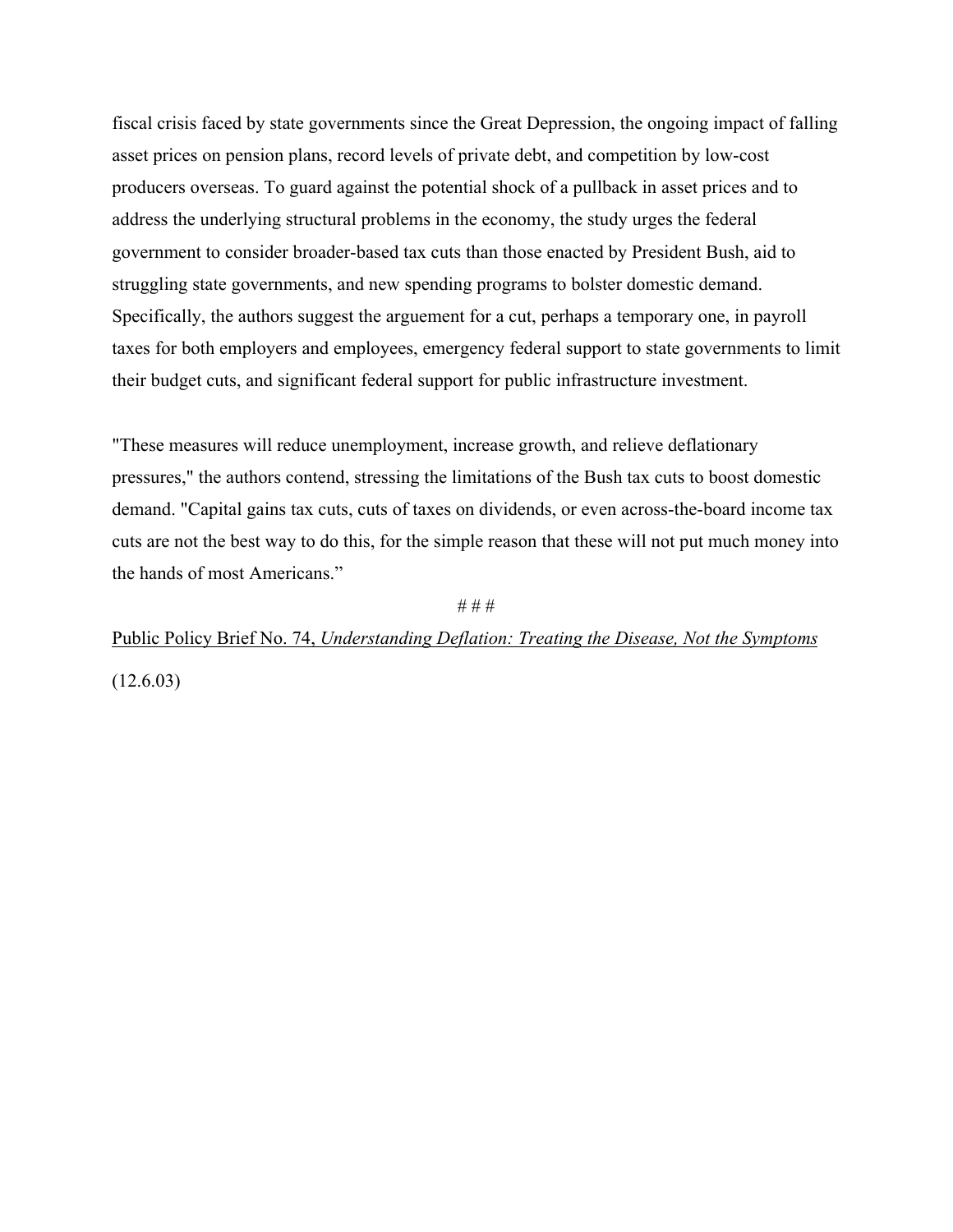fiscal crisis faced by state governments since the Great Depression, the ongoing impact of falling asset prices on pension plans, record levels of private debt, and competition by low-cost producers overseas. To guard against the potential shock of a pullback in asset prices and to address the underlying structural problems in the economy, the study urges the federal government to consider broader-based tax cuts than those enacted by President Bush, aid to struggling state governments, and new spending programs to bolster domestic demand. Specifically, the authors suggest the arguement for a cut, perhaps a temporary one, in payroll taxes for both employers and employees, emergency federal support to state governments to limit their budget cuts, and significant federal support for public infrastructure investment.

"These measures will reduce unemployment, increase growth, and relieve deflationary pressures," the authors contend, stressing the limitations of the Bush tax cuts to boost domestic demand. "Capital gains tax cuts, cuts of taxes on dividends, or even across-the-board income tax cuts are not the best way to do this, for the simple reason that these will not put much money into the hands of most Americans."

# # #

<u>Public Policy Brief No. 74, *Understanding Deflation: Treating the Disease, Not the Symptoms*</u>

(12.6.03)